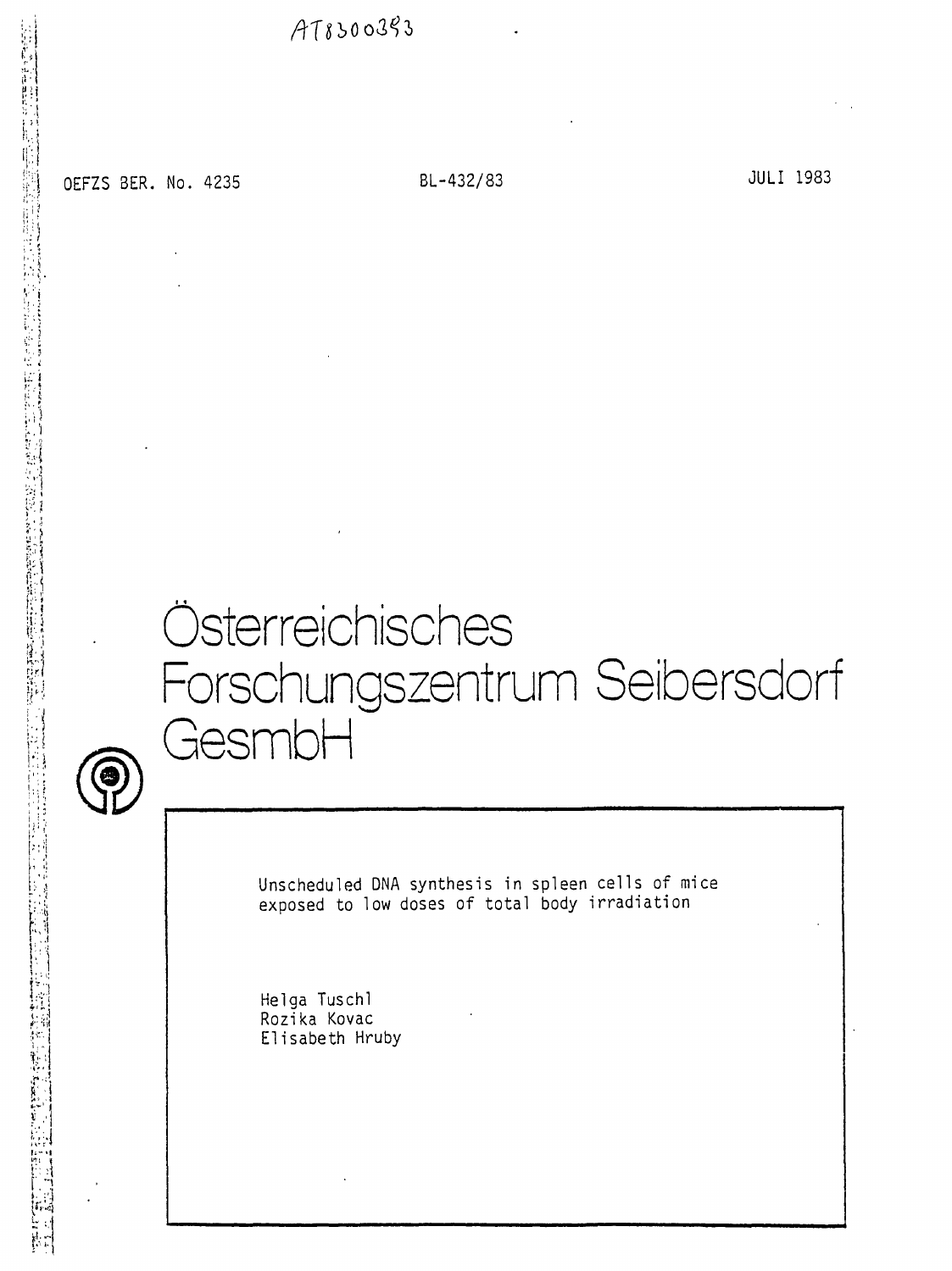AT8300393

OEFZS BER. No. 4235 BL-432/83 JULI 1983

# Österreichisches Forschungszentrum Seibersdorf GesmbH

Unscheduled DNA synthesis in spleen cells of mice exposed to low doses of total body irradiation

Helga Tuschl
Rozika Kovac
Elisabeth Hruby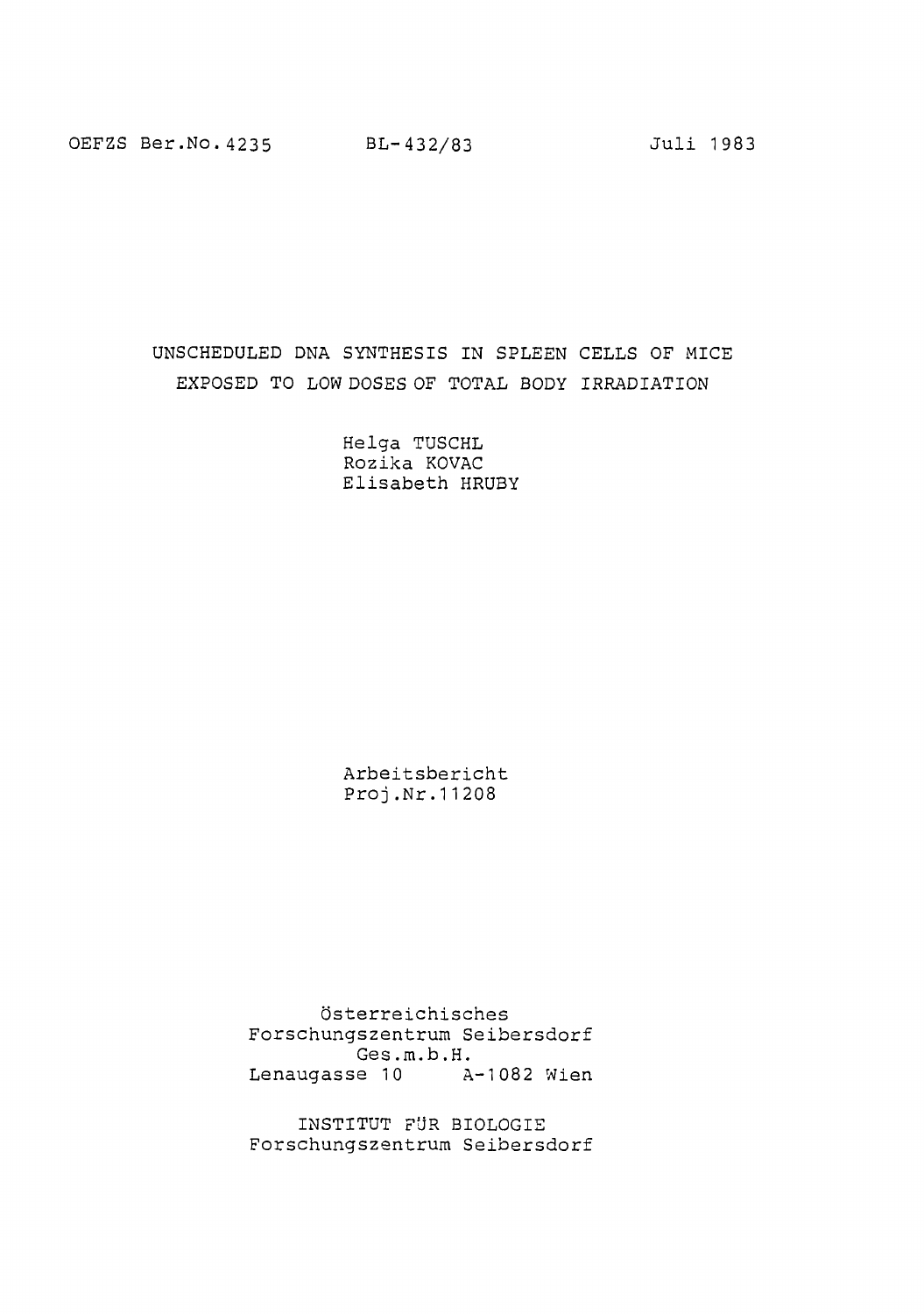OEFZS Ber.No.4235    BL-432/83    Juli 1983

# UNSCHEDULED DNA SYNTHESIS IN SPLEEN CELLS OF MICE EXPOSED TO LOW DOSES OF TOTAL BODY IRRADIATION

Helga TUSCHL
Rozika KOVAC
Elisabeth HRUBY

Arbeitsbericht
Proj.Nr.11208

Österreichisches
Forschungszentrum Seibersdorf
Ges.m.b.H.
Lenaugasse 10    A-1082 Wien

INSTITUT FÜR BIOLOGIE
Forschungszentrum Seibersdorf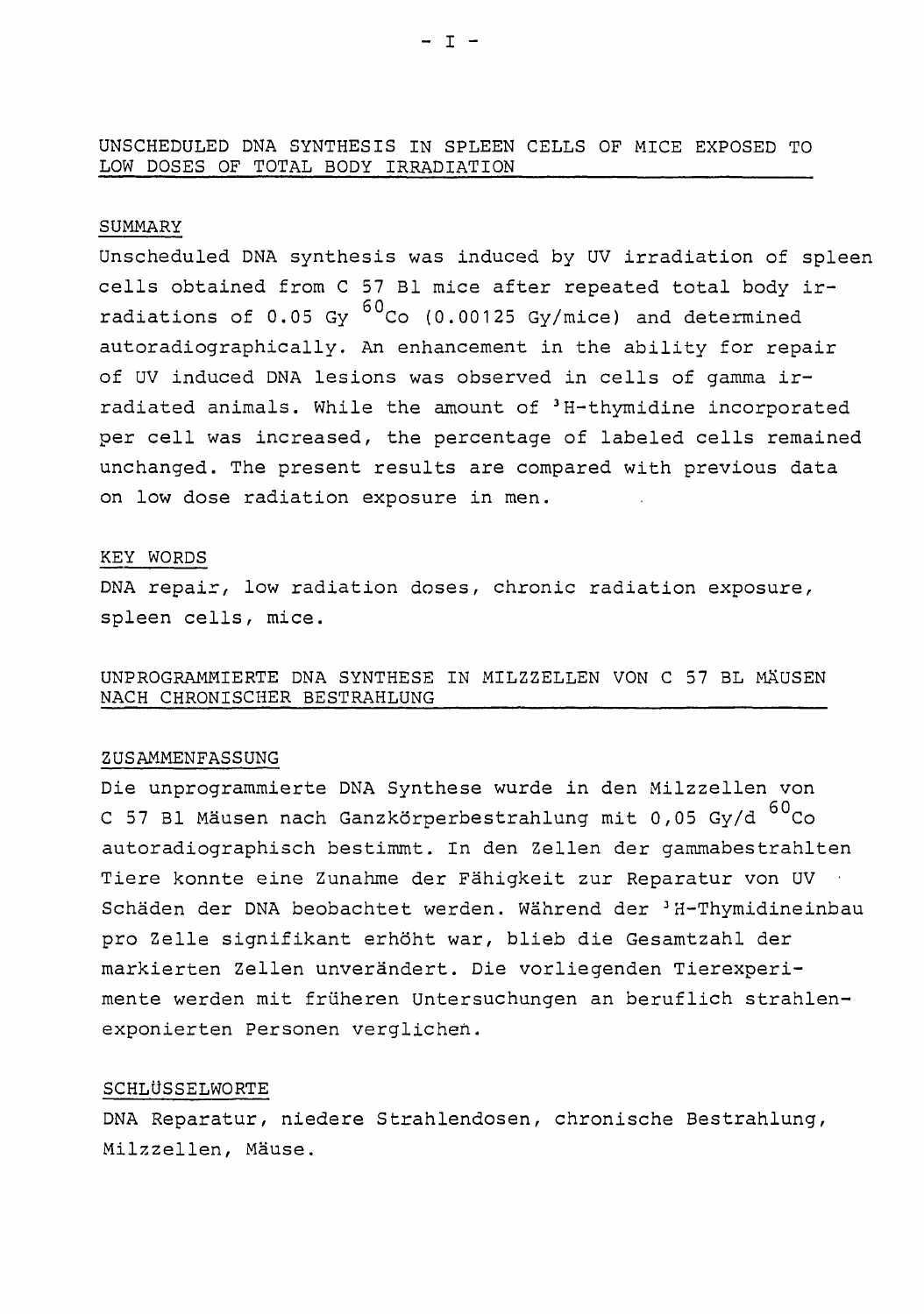## UNSCHEDULED DNA SYNTHESIS IN SPLEEN CELLS OF MICE EXPOSED TO LOW DOSES OF TOTAL BODY IRRADIATION

### SUMMARY

Unscheduled DNA synthesis was induced by UV irradiation of spleen cells obtained from C 57 Bl mice after repeated total body irradiations of 0.05 Gy $^{60}Co$ (0.00125 Gy/mice) and determined autoradiographically. An enhancement in the ability for repair of UV induced DNA lesions was observed in cells of gamma irradiated animals. While the amount of $^{3}H$-thymidine incorporated per cell was increased, the percentage of labeled cells remained unchanged. The present results are compared with previous data on low dose radiation exposure in men.

### KEY WORDS

DNA repair, low radiation doses, chronic radiation exposure, spleen cells, mice.

## UNPROGRAMMIERTE DNA SYNTHESE IN MILZZELLEN VON C 57 BL MÄUSEN NACH CHRONISCHER BESTRAHLUNG

### ZUSAMMENFASSUNG

Die unprogrammierte DNA Synthese wurde in den Milzzellen von C 57 Bl Mäusen nach Ganzkörperbestrahlung mit 0,05 Gy/d $^{60}Co$ autoradiographisch bestimmt. In den Zellen der gammabestrahlten Tiere konnte eine Zunahme der Fähigkeit zur Reparatur von UV Schäden der DNA beobachtet werden. Während der $^{3}H$-Thymidineinbau pro Zelle signifikant erhöht war, blieb die Gesamtzahl der markierten Zellen unverändert. Die vorliegenden Tierexperimente werden mit früheren Untersuchungen an beruflich strahlenexponierten Personen verglichen.

### SCHLÜSSELWORTE

DNA Reparatur, niedere Strahlendosen, chronische Bestrahlung, Milzzellen, Mäuse.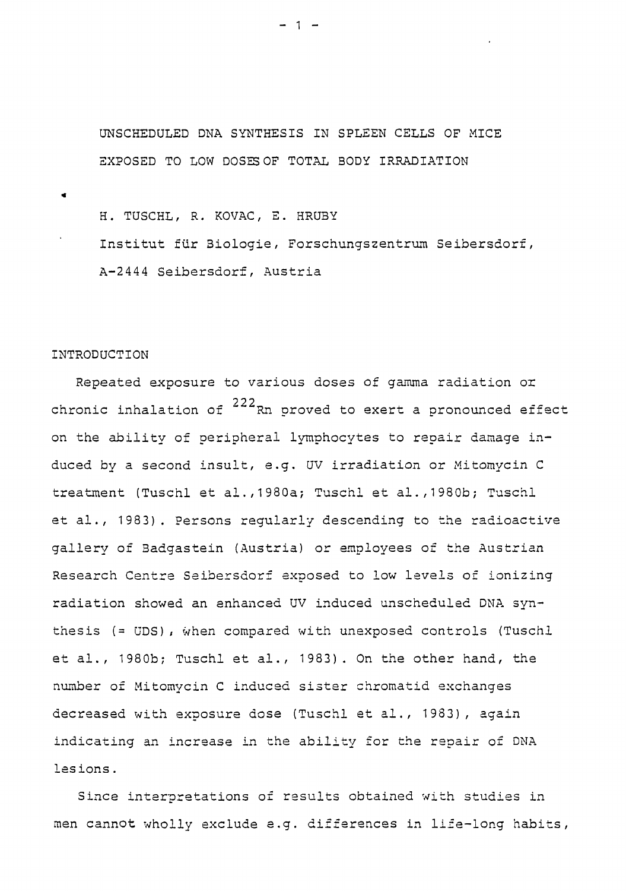# UNSCHEDULED DNA SYNTHESIS IN SPLEEN CELLS OF MICE EXPOSED TO LOW DOSES OF TOTAL BODY IRRADIATION

H. TUSCHL, R. KOVAC, E. HRUBY

Institut für Biologie, Forschungszentrum Seibersdorf, A-2444 Seibersdorf, Austria

## INTRODUCTION

Repeated exposure to various doses of gamma radiation or chronic inhalation of $^{222}Rn$ proved to exert a pronounced effect on the ability of peripheral lymphocytes to repair damage induced by a second insult, e.g. UV irradiation or Mitomycin C treatment (Tuschl et al.,1980a; Tuschl et al.,1980b; Tuschl et al., 1983). Persons regularly descending to the radioactive gallery of Badgastein (Austria) or employees of the Austrian Research Centre Seibersdorf exposed to low levels of ionizing radiation showed an enhanced UV induced unscheduled DNA synthesis (= UDS), when compared with unexposed controls (Tuschl et al., 1980b; Tuschl et al., 1983). On the other hand, the number of Mitomycin C induced sister chromatid exchanges decreased with exposure dose (Tuschl et al., 1983), again indicating an increase in the ability for the repair of DNA lesions.

Since interpretations of results obtained with studies in men cannot wholly exclude e.g. differences in life-long habits,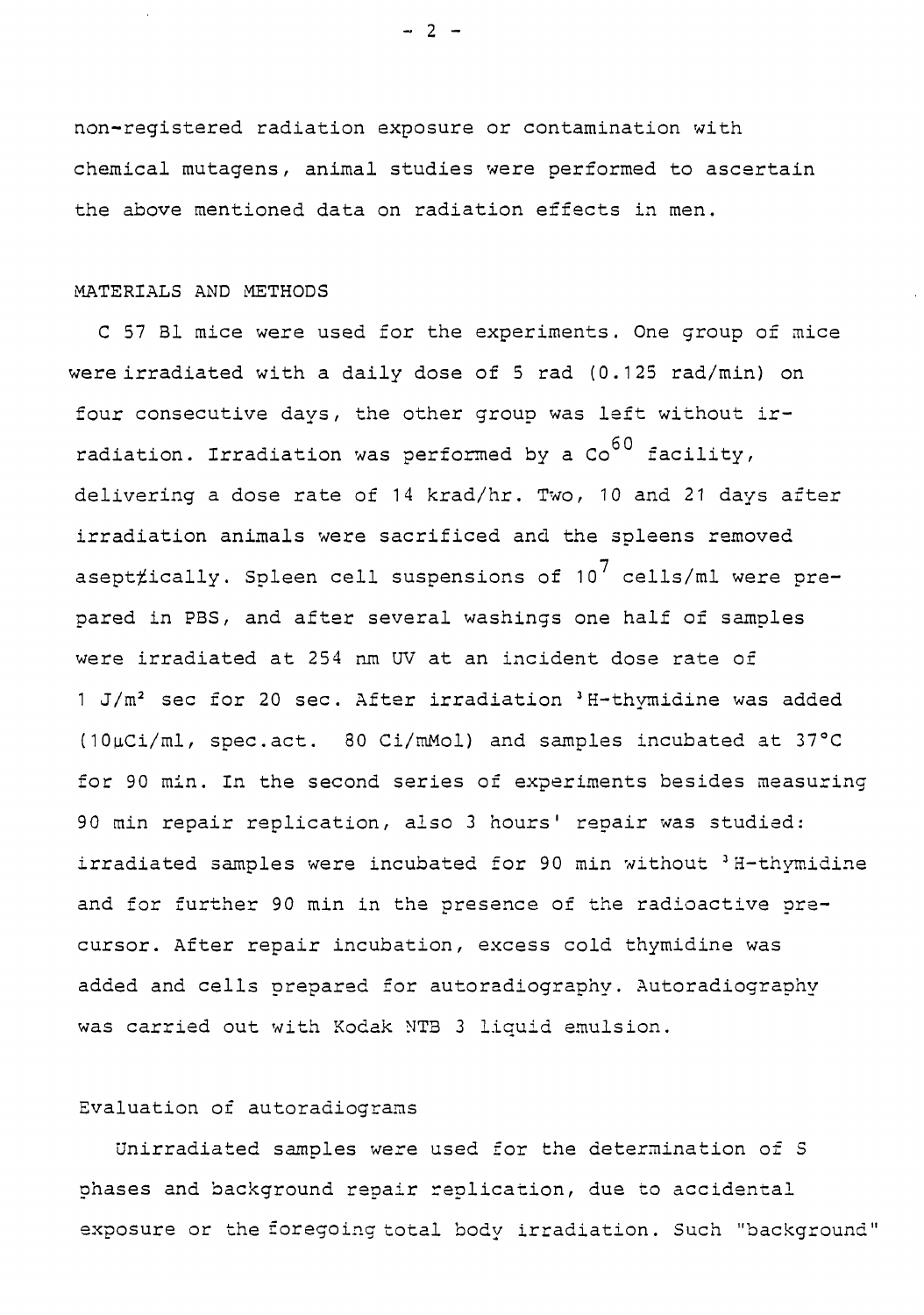non-registered radiation exposure or contamination with chemical mutagens, animal studies were performed to ascertain the above mentioned data on radiation effects in men.

## MATERIALS AND METHODS

C 57 Bl mice were used for the experiments. One group of mice were irradiated with a daily dose of 5 rad (0.125 rad/min) on four consecutive days, the other group was left without irradiation. Irradiation was performed by a $Co^{60}$ facility, delivering a dose rate of 14 krad/hr. Two, 10 and 21 days after irradiation animals were sacrificed and the spleens removed aseptically. Spleen cell suspensions of $10^7$ cells/ml were prepared in PBS, and after several washings one half of samples were irradiated at 254 nm UV at an incident dose rate of 1 $J/m^2$ sec for 20 sec. After irradiation $^3$H-thymidine was added (10µCi/ml, spec.act. 80 Ci/mMol) and samples incubated at 37°C for 90 min. In the second series of experiments besides measuring 90 min repair replication, also 3 hours' repair was studied: irradiated samples were incubated for 90 min without $^3$H-thymidine and for further 90 min in the presence of the radioactive precursor. After repair incubation, excess cold thymidine was added and cells prepared for autoradiography. Autoradiography was carried out with Kodak NTB 3 liquid emulsion.

### Evaluation of autoradiograms

Unirradiated samples were used for the determination of S phases and background repair replication, due to accidental exposure or the foregoing total body irradiation. Such "background"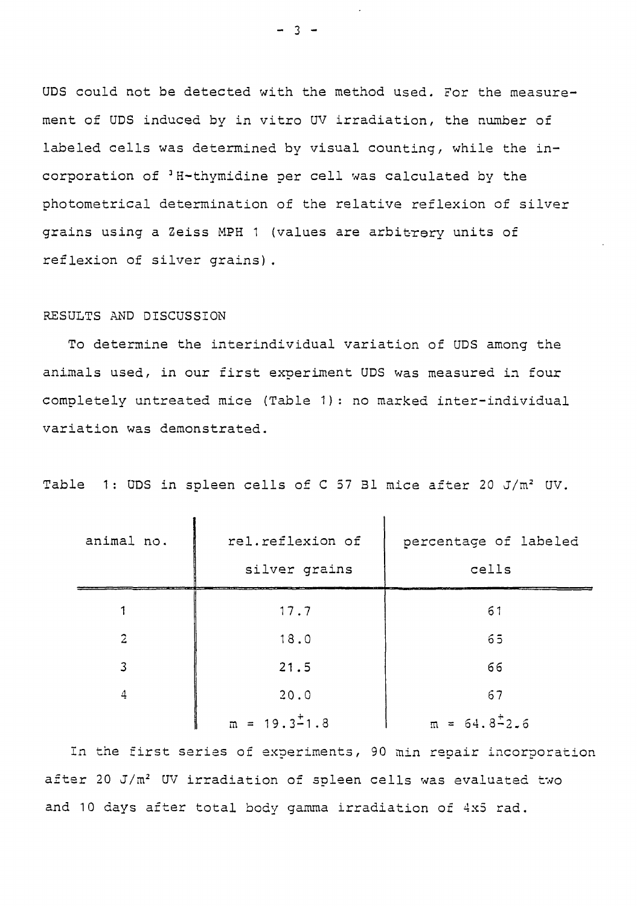UDS could not be detected with the method used. For the measurement of UDS induced by in vitro UV irradiation, the number of labeled cells was determined by visual counting, while the incorporation of $^3$H-thymidine per cell was calculated by the photometrical determination of the relative reflexion of silver grains using a Zeiss MPH 1 (values are arbitrery units of reflexion of silver grains).

## RESULTS AND DISCUSSION

To determine the interindividual variation of UDS among the animals used, in our first experiment UDS was measured in four completely untreated mice (Table 1): no marked inter-individual variation was demonstrated.

Table 1: UDS in spleen cells of C 57 Bl mice after 20 J/m² UV.

| animal no. | rel. reflexion of silver grains | percentage of labeled cells |
|---|---|---|
| 1 | 17.7 | 61 |
| 2 | 18.0 | 65 |
| 3 | 21.5 | 66 |
| 4 | 20.0 | 67 |
| | $m = 19.3 \pm 1.8$ | $m = 64.8 \pm 2.6$ |

In the first series of experiments, 90 min repair incorporation after 20 J/m² UV irradiation of spleen cells was evaluated two and 10 days after total body gamma irradiation of 4x5 rad.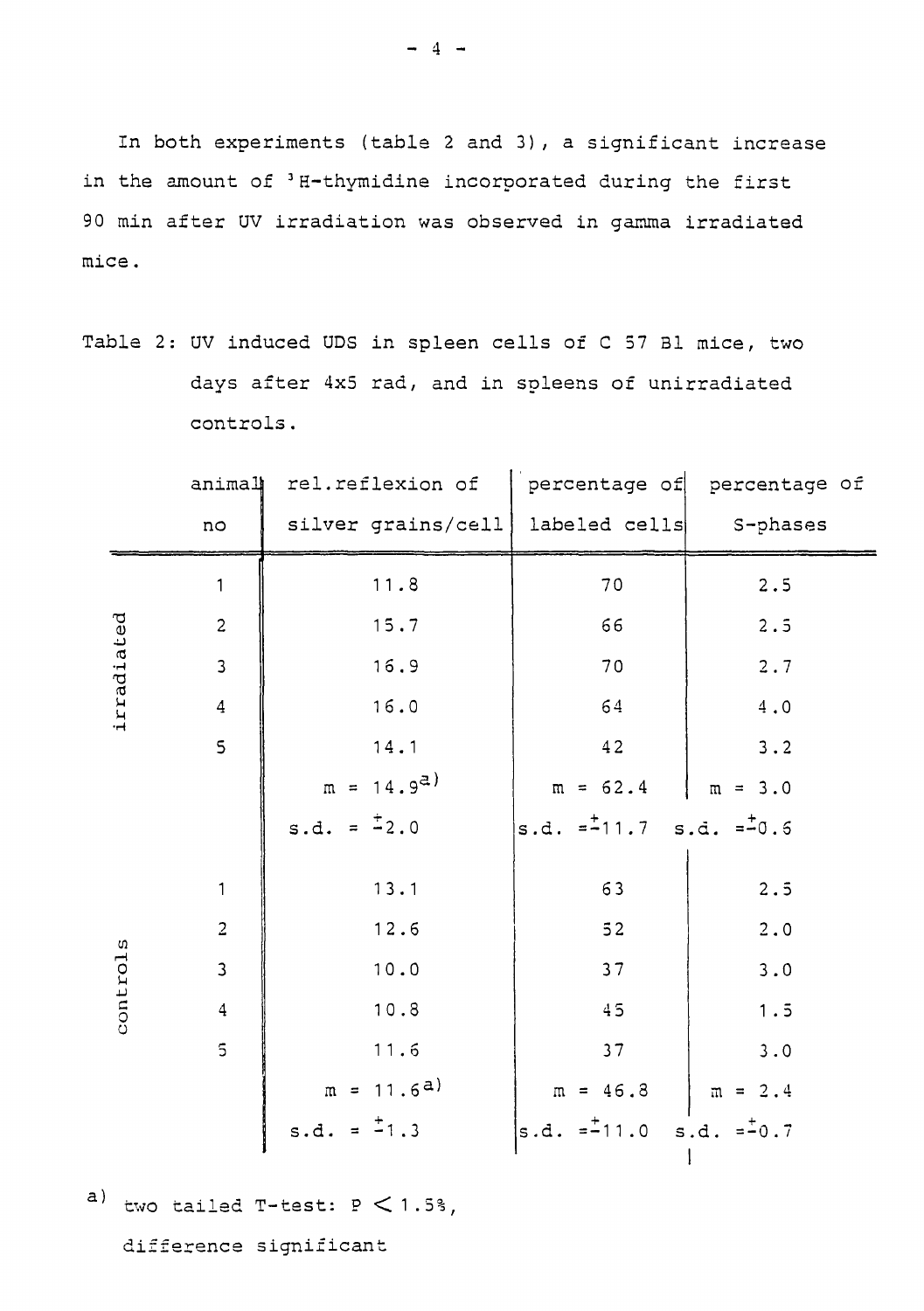In both experiments (table 2 and 3), a significant increase in the amount of $^{3}H$-thymidine incorporated during the first 90 min after UV irradiation was observed in gamma irradiated mice.

Table 2: UV induced UDS in spleen cells of C 57 Bl mice, two days after 4x5 rad, and in spleens of unirradiated controls.

| | animal no | rel.reflexion of silver grains/cell | percentage of labeled cells | percentage of S-phases |
|---|---|---|---|---|
| irradiated | 1 | 11.8 | 70 | 2.5 |
| | 2 | 15.7 | 66 | 2.5 |
| | 3 | 16.9 | 70 | 2.7 |
| | 4 | 16.0 | 64 | 4.0 |
| | 5 | 14.1 | 42 | 3.2 |
| | | m = 14.9[a] | m = 62.4 | m = 3.0 |
| | | s.d. = $\pm$2.0 | s.d. = $\pm$11.7 | s.d. = $\pm$0.6 |
| controls | 1 | 13.1 | 63 | 2.5 |
| | 2 | 12.6 | 52 | 2.0 |
| | 3 | 10.0 | 37 | 3.0 |
| | 4 | 10.8 | 45 | 1.5 |
| | 5 | 11.6 | 37 | 3.0 |
| | | m = 11.6[a] | m = 46.8 | m = 2.4 |
| | | s.d. = $\pm$1.3 | s.d. = $\pm$11.0 | s.d. = $\pm$0.7 |

[a] two tailed T-test: $P < 1.5\%$, difference significant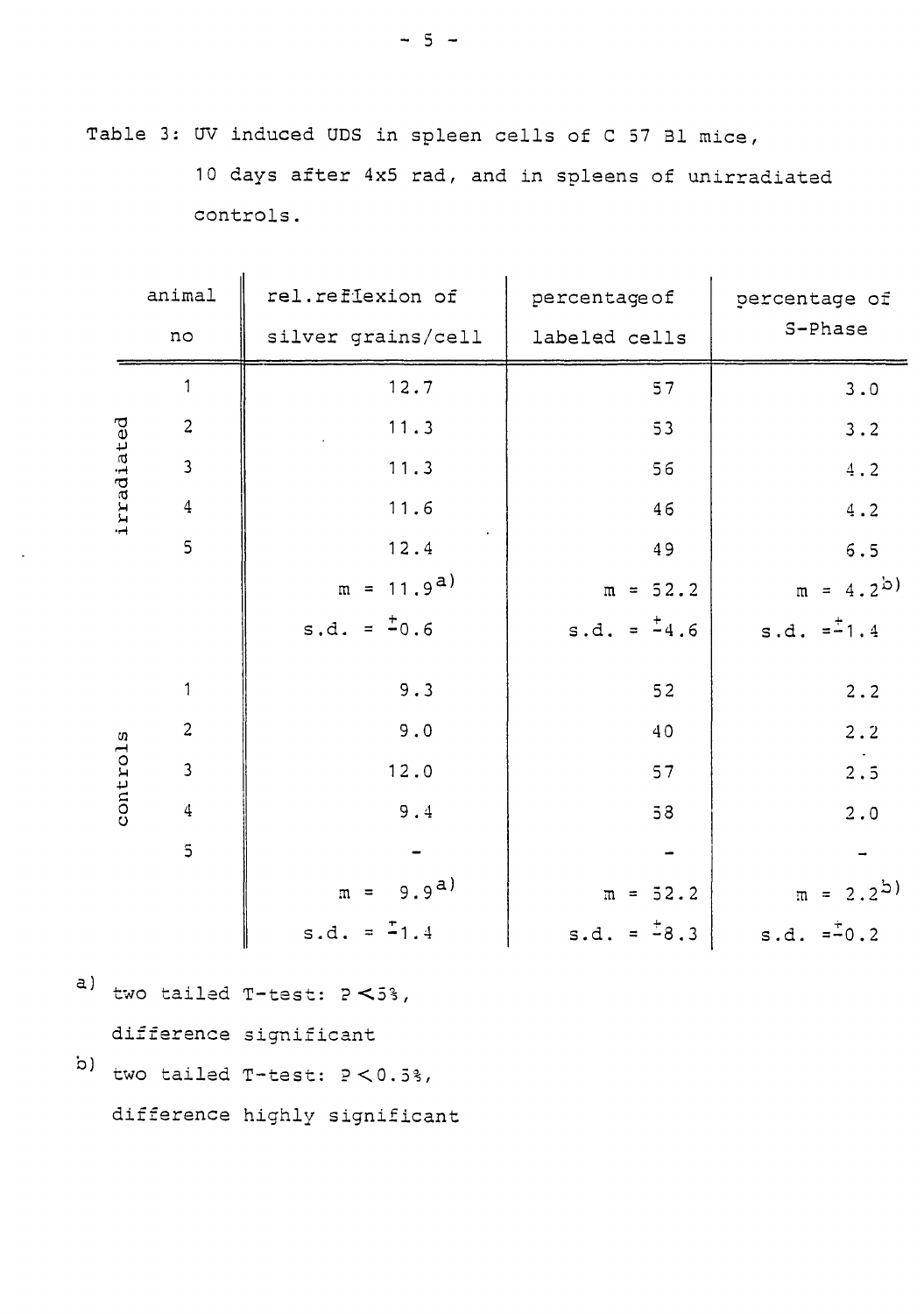Table 3: UV induced UDS in spleen cells of C 57 Bl mice, 10 days after 4x5 rad, and in spleens of unirradiated controls.

| | animal no | rel. reflexion of silver grains/cell | percentage of labeled cells | percentage of S-Phase |
|---|---|---|---|---|
| irradiated | 1 | 12.7 | 57 | 3.0 |
| | 2 | 11.3 | 53 | 3.2 |
| | 3 | 11.3 | 56 | 4.2 |
| | 4 | 11.6 | 46 | 4.2 |
| | 5 | 12.4 | 49 | 6.5 |
| | | m = 11.9[a)] | m = 52.2 | m = 4.2[b)] |
| | | s.d. = ±0.6 | s.d. = ±4.6 | s.d. = ±1.4 |
| controls | 1 | 9.3 | 52 | 2.2 |
| | 2 | 9.0 | 40 | 2.2 |
| | 3 | 12.0 | 57 | 2.5 |
| | 4 | 9.4 | 58 | 2.0 |
| | 5 | - | - | - |
| | | m = 9.9[a)] | m = 52.2 | m = 2.2[b)] |
| | | s.d. = ±1.4 | s.d. = ±8.3 | s.d. = ±0.2 |

a) two tailed T-test: $P < 5\%$, difference significant

b) two tailed T-test: $P < 0.5\%$, difference highly significant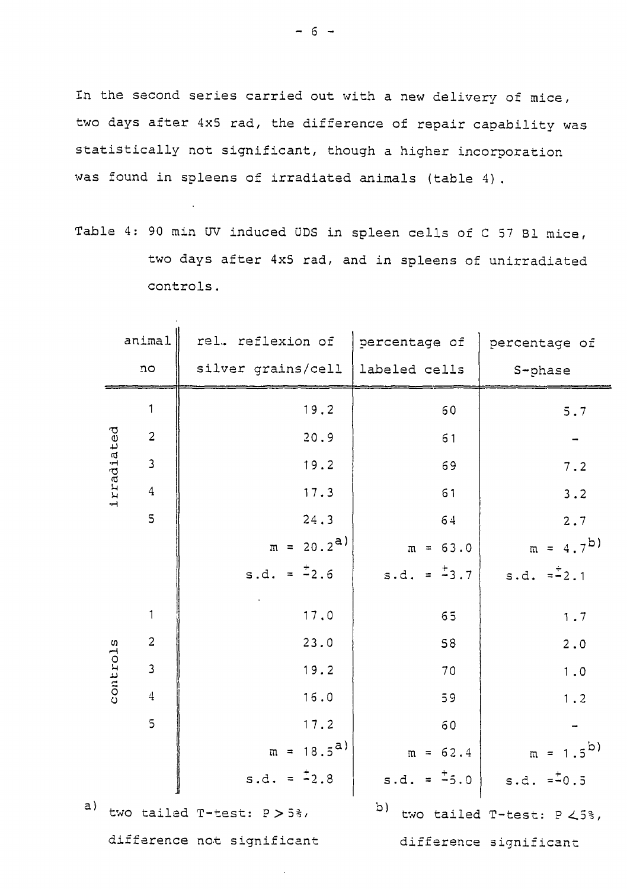In the second series carried out with a new delivery of mice, two days after 4x5 rad, the difference of repair capability was statistically not significant, though a higher incorporation was found in spleens of irradiated animals (table 4).

Table 4: 90 min UV induced UDS in spleen cells of C 57 Bl mice, two days after 4x5 rad, and in spleens of unirradiated controls.

| | animal no | rel. reflexion of silver grains/cell | percentage of labeled cells | percentage of S-phase |
|---|---|---|---|---|
| irradiated | 1 | 19.2 | 60 | 5.7 |
| | 2 | 20.9 | 61 | – |
| | 3 | 19.2 | 69 | 7.2 |
| | 4 | 17.3 | 61 | 3.2 |
| | 5 | 24.3 | 64 | 2.7 |
| | | m = 20.2[a] | m = 63.0 | m = 4.7[b] |
| | | s.d. = ±2.6 | s.d. = ±3.7 | s.d. = ±2.1 |
| controls | 1 | 17.0 | 65 | 1.7 |
| | 2 | 23.0 | 58 | 2.0 |
| | 3 | 19.2 | 70 | 1.0 |
| | 4 | 16.0 | 59 | 1.2 |
| | 5 | 17.2 | 60 | – |
| | | m = 18.5[a] | m = 62.4 | m = 1.5[b] |
| | | s.d. = ±2.8 | s.d. = ±5.0 | s.d. = ±0.5 |

a) two tailed T-test: $P > 5\%$, difference not significant

b) two tailed T-test: $P < 5\%$, difference significant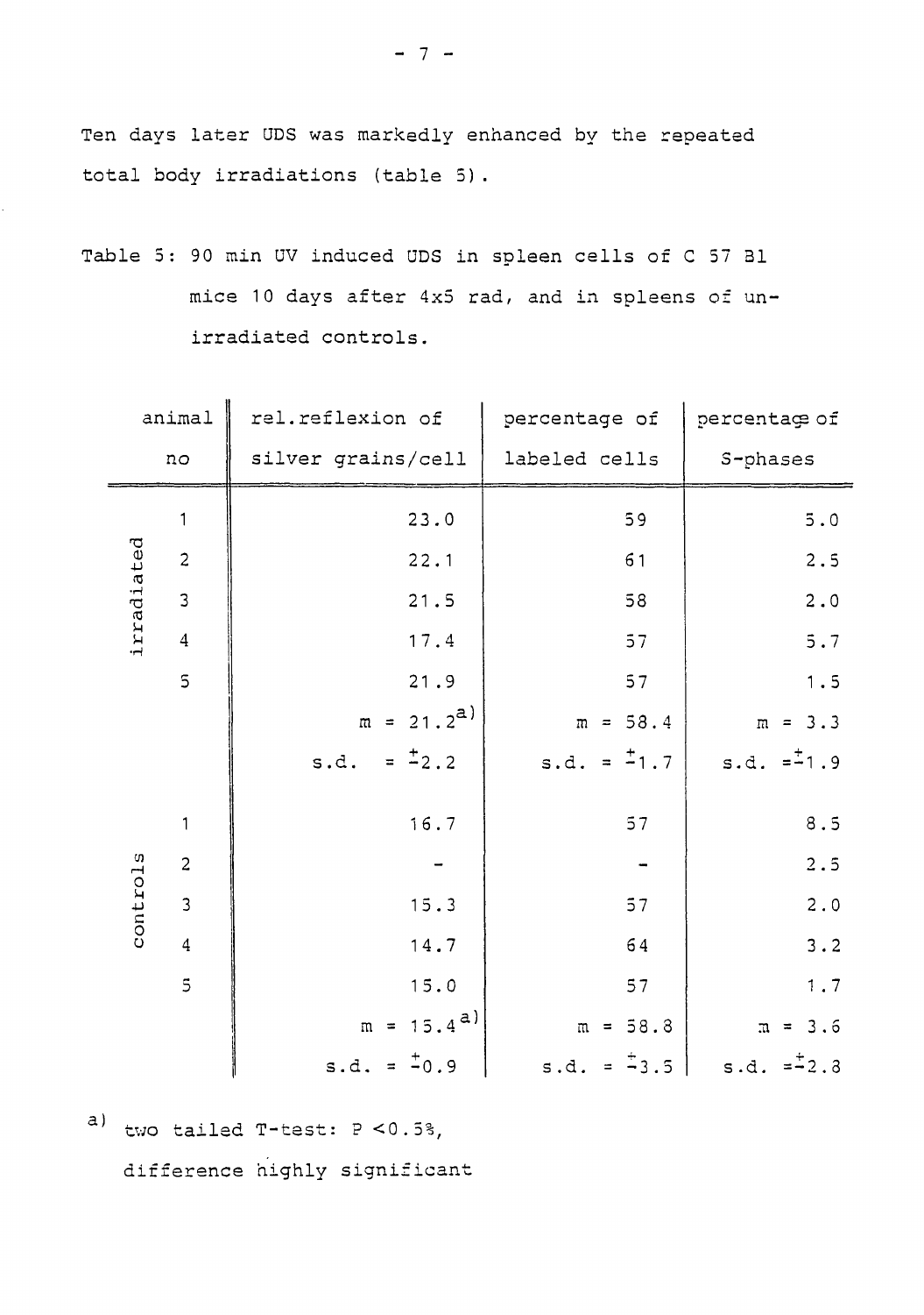Ten days later UDS was markedly enhanced by the repeated total body irradiations (table 5).

Table 5: 90 min UV induced UDS in spleen cells of C 57 Bl mice 10 days after 4x5 rad, and in spleens of unirradiated controls.

| | animal no | rel. reflexion of silver grains/cell | percentage of labeled cells | percentage of S-phases |
|---|---|---|---|---|
| irradiated | 1 | 23.0 | 59 | 5.0 |
| | 2 | 22.1 | 61 | 2.5 |
| | 3 | 21.5 | 58 | 2.0 |
| | 4 | 17.4 | 57 | 5.7 |
| | 5 | 21.9 | 57 | 1.5 |
| | | m = 21.2[a] | m = 58.4 | m = 3.3 |
| | | s.d. = ±2.2 | s.d. = ±1.7 | s.d. = ±1.9 |
| controls | 1 | 16.7 | 57 | 8.5 |
| | 2 | - | - | 2.5 |
| | 3 | 15.3 | 57 | 2.0 |
| | 4 | 14.7 | 64 | 3.2 |
| | 5 | 15.0 | 57 | 1.7 |
| | | m = 15.4[a] | m = 58.8 | m = 3.6 |
| | | s.d. = ±0.9 | s.d. = ±3.5 | s.d. = ±2.8 |

[a] two tailed T-test: $P < 0.5\%$, difference highly significant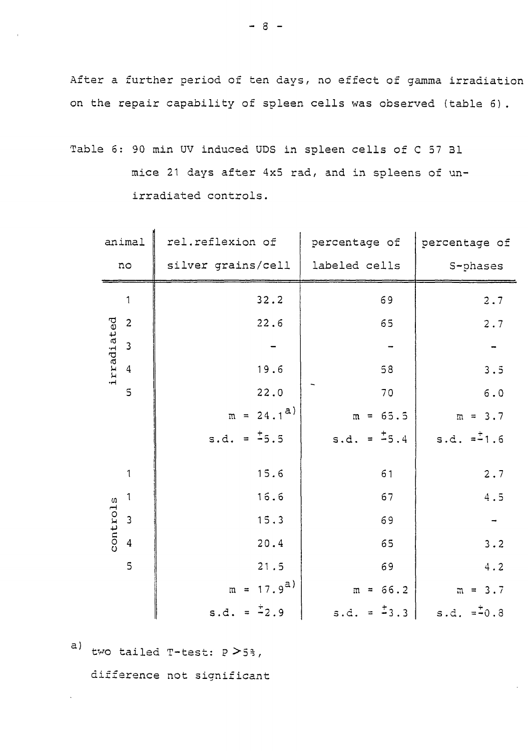After a further period of ten days, no effect of gamma irradiation on the repair capability of spleen cells was observed (table 6).

Table 6: 90 min UV induced UDS in spleen cells of C 57 Bl mice 21 days after 4x5 rad, and in spleens of unirradiated controls.

| | animal no | rel. reflexion of silver grains/cell | percentage of labeled cells | percentage of S-phases |
|---|---|---|---|---|
| irradiated | 1 | 32.2 | 69 | 2.7 |
| | 2 | 22.6 | 65 | 2.7 |
| | 3 | - | - | - |
| | 4 | 19.6 | 58 | 3.5 |
| | 5 | 22.0 | 70 | 6.0 |
| | | m = 24.1[a] | m = 65.5 | m = 3.7 |
| | | s.d. = ±5.5 | s.d. = ±5.4 | s.d. = ±1.6 |
| controls | 1 | 15.6 | 61 | 2.7 |
| | 1 | 16.6 | 67 | 4.5 |
| | 3 | 15.3 | 69 | - |
| | 4 | 20.4 | 65 | 3.2 |
| | 5 | 21.5 | 69 | 4.2 |
| | | m = 17.9[a] | m = 66.2 | m = 3.7 |
| | | s.d. = ±2.9 | s.d. = ±3.3 | s.d. = ±0.8 |

a) two tailed T-test: $P > 5\%$, difference not significant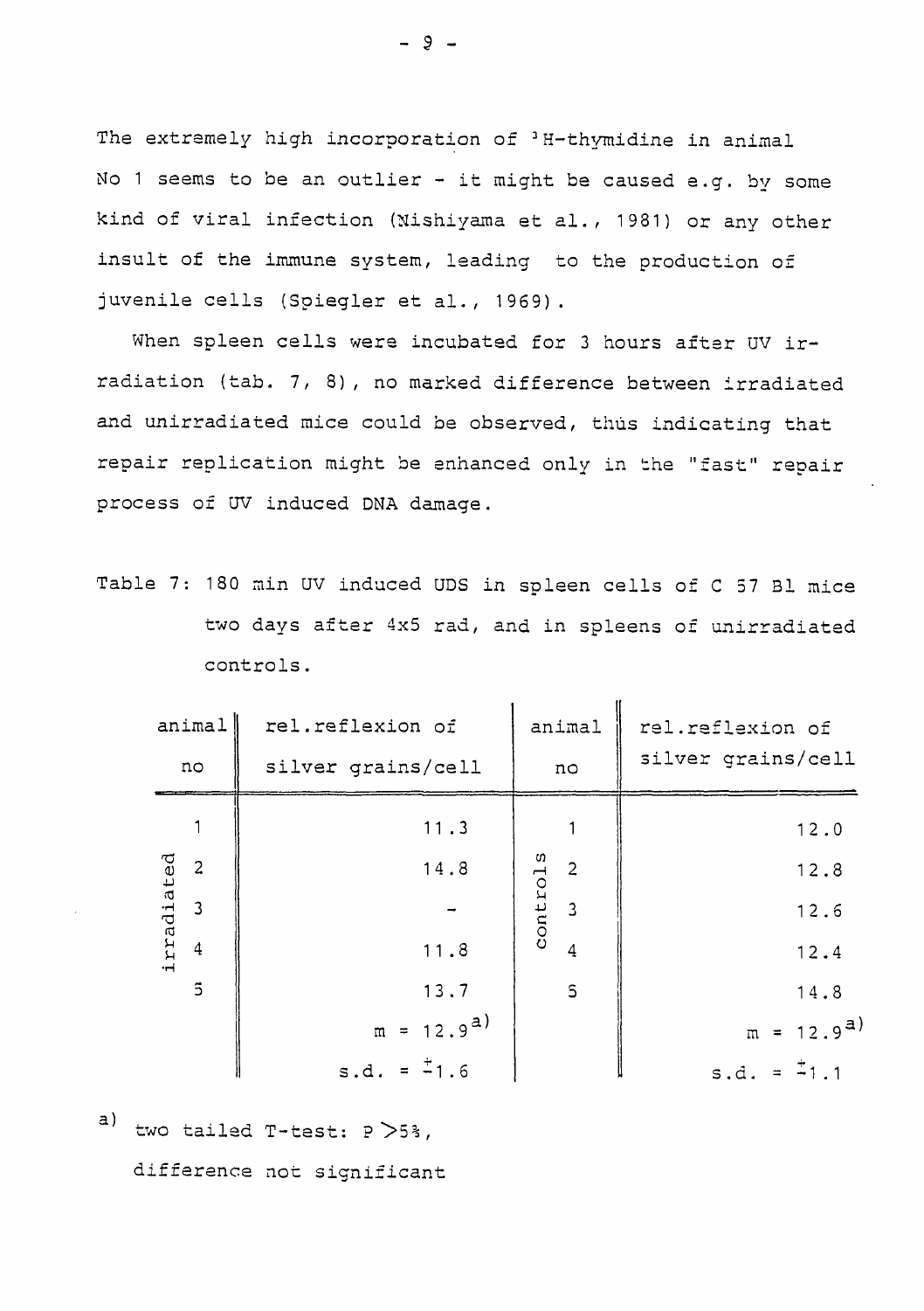The extremely high incorporation of $^{3}H$-thymidine in animal No 1 seems to be an outlier - it might be caused e.g. by some kind of viral infection (Nishiyama et al., 1981) or any other insult of the immune system, leading to the production of juvenile cells (Spiegler et al., 1969).

When spleen cells were incubated for 3 hours after UV irradiation (tab. 7, 8), no marked difference between irradiated and unirradiated mice could be observed, thus indicating that repair replication might be enhanced only in the "fast" repair process of UV induced DNA damage.

Table 7: 180 min UV induced UDS in spleen cells of C 57 Bl mice two days after 4x5 rad, and in spleens of unirradiated controls.

| | animal no | rel.reflexion of silver grains/cell | | animal no | rel.reflexion of silver grains/cell |
|---|---|---|---|---|---|
| irradiated | 1 | 11.3 | controls | 1 | 12.0 |
| | 2 | 14.8 | | 2 | 12.8 |
| | 3 | - | | 3 | 12.6 |
| | 4 | 11.8 | | 4 | 12.4 |
| | 5 | 13.7 | | 5 | 14.8 |
| | | $m = 12.9^{a)}$ | | | $m = 12.9^{a)}$ |
| | | s.d. = $\pm 1.6$ | | | s.d. = $\pm 1.1$ |

a) two tailed T-test: $P > 5\%$, difference not significant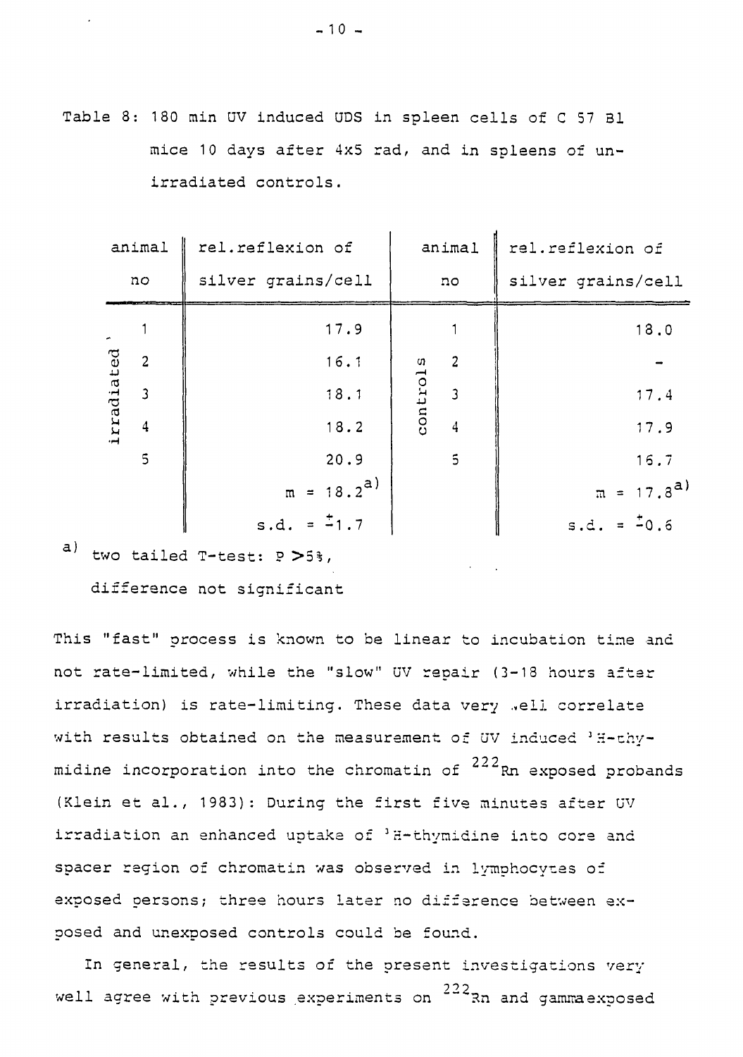Table 8: 180 min UV induced UDS in spleen cells of C 57 Bl mice 10 days after 4x5 rad, and in spleens of unirradiated controls.

| | animal no | rel. reflexion of silver grains/cell | | animal no | rel. reflexion of silver grains/cell |
|---|---|---|---|---|---|
| irradiated | 1 | 17.9 | controls | 1 | 18.0 |
| | 2 | 16.1 | | 2 | - |
| | 3 | 18.1 | | 3 | 17.4 |
| | 4 | 18.2 | | 4 | 17.9 |
| | 5 | 20.9 | | 5 | 16.7 |
| | | m = 18.2[a] | | | m = 17.8[a] |
| | | s.d. = ±1.7 | | | s.d. = ±0.6 |

[a] two tailed T-test: P >5%, difference not significant

This "fast" process is known to be linear to incubation time and not rate-limited, while the "slow" UV repair (3-18 hours after irradiation) is rate-limiting. These data very well correlate with results obtained on the measurement of UV induced $^3$H-thymidine incorporation into the chromatin of $^{222}$Rn exposed probands (Klein et al., 1983): During the first five minutes after UV irradiation an enhanced uptake of $^3$H-thymidine into core and spacer region of chromatin was observed in lymphocytes of exposed persons; three hours later no difference between exposed and unexposed controls could be found.

In general, the results of the present investigations very well agree with previous experiments on $^{222}$Rn and gammaexposed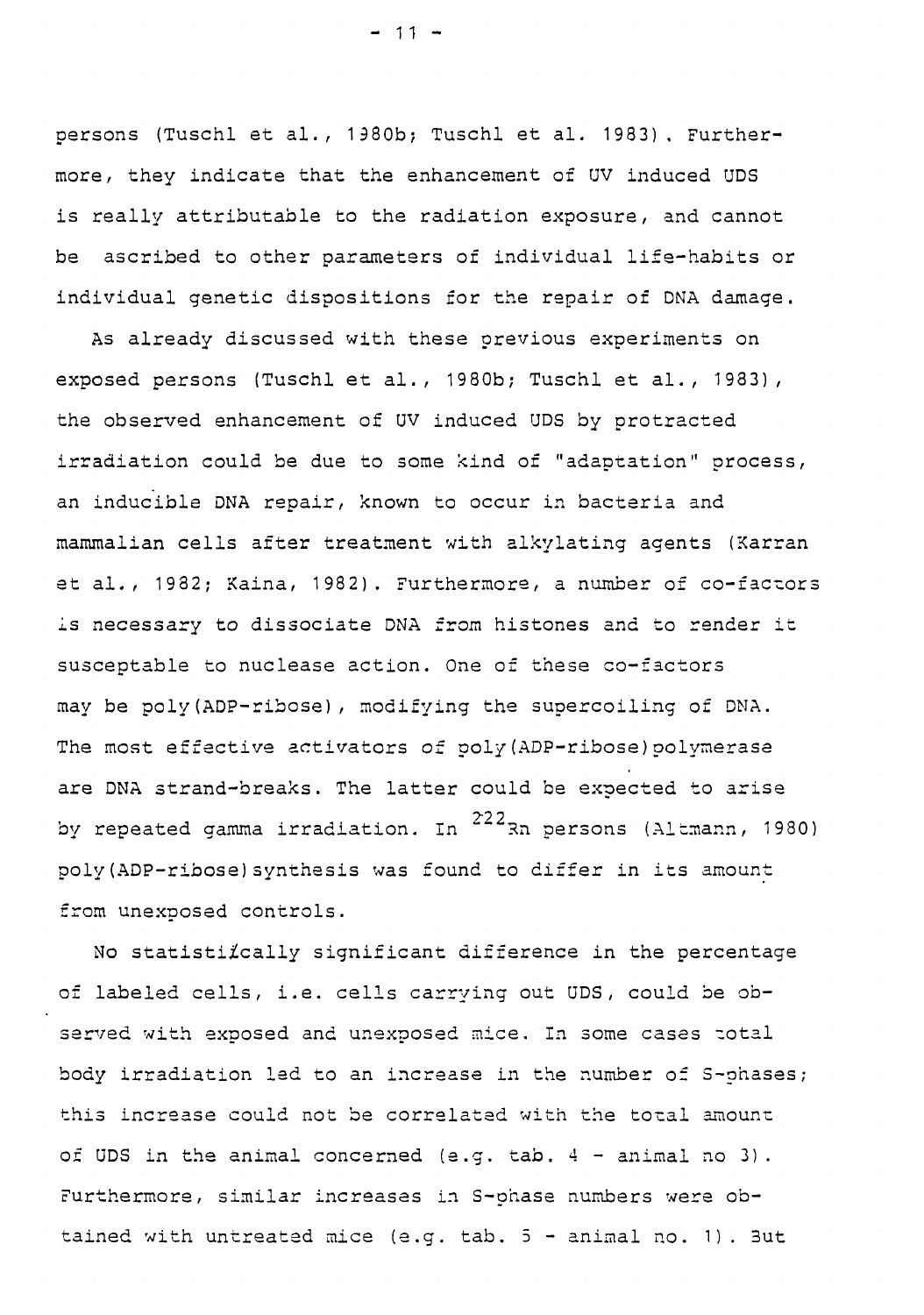persons (Tuschl et al., 1980b; Tuschl et al. 1983). Furthermore, they indicate that the enhancement of UV induced UDS is really attributable to the radiation exposure, and cannot be ascribed to other parameters of individual life-habits or individual genetic dispositions for the repair of DNA damage.

As already discussed with these previous experiments on exposed persons (Tuschl et al., 1980b; Tuschl et al., 1983), the observed enhancement of UV induced UDS by protracted irradiation could be due to some kind of "adaptation" process, an inducible DNA repair, known to occur in bacteria and mammalian cells after treatment with alkylating agents (Karran et al., 1982; Kaina, 1982). Furthermore, a number of co-factors is necessary to dissociate DNA from histones and to render it susceptable to nuclease action. One of these co-factors may be poly(ADP-ribose), modifying the supercoiling of DNA. The most effective activators of poly(ADP-ribose)polymerase are DNA strand-breaks. The latter could be expected to arise by repeated gamma irradiation. In $^{222}$Rn persons (Altmann, 1980) poly(ADP-ribose)synthesis was found to differ in its amount from unexposed controls.

No statistically significant difference in the percentage of labeled cells, i.e. cells carrying out UDS, could be observed with exposed and unexposed mice. In some cases total body irradiation led to an increase in the number of S-phases; this increase could not be correlated with the total amount of UDS in the animal concerned (e.g. tab. 4 - animal no 3). Furthermore, similar increases in S-phase numbers were obtained with untreated mice (e.g. tab. 5 - animal no. 1). But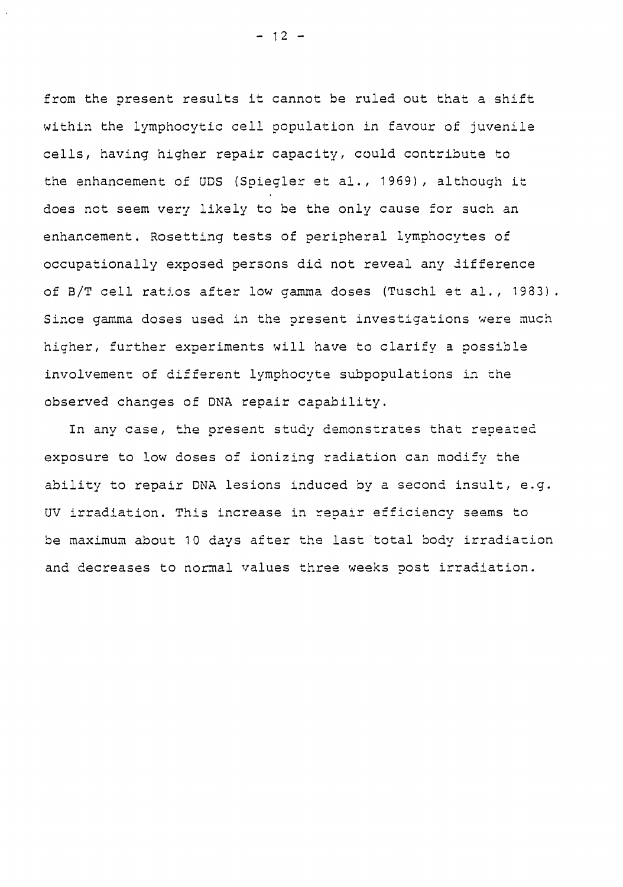from the present results it cannot be ruled out that a shift within the lymphocytic cell population in favour of juvenile cells, having higher repair capacity, could contribute to the enhancement of UDS (Spiegler et al., 1969), although it does not seem very likely to be the only cause for such an enhancement. Rosetting tests of peripheral lymphocytes of occupationally exposed persons did not reveal any difference of B/T cell ratios after low gamma doses (Tuschl et al., 1983). Since gamma doses used in the present investigations were much higher, further experiments will have to clarify a possible involvement of different lymphocyte subpopulations in the observed changes of DNA repair capability.

In any case, the present study demonstrates that repeated exposure to low doses of ionizing radiation can modify the ability to repair DNA lesions induced by a second insult, e.g. UV irradiation. This increase in repair efficiency seems to be maximum about 10 days after the last total body irradiation and decreases to normal values three weeks post irradiation.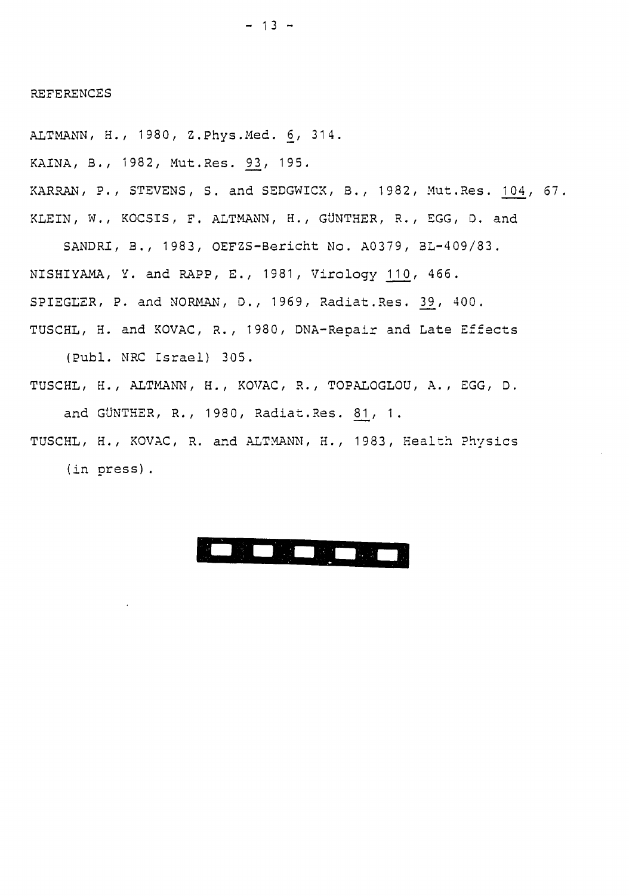REFERENCES

ALTMANN, H., 1980, Z.Phys.Med. 6, 314.

KAINA, B., 1982, Mut.Res. 93, 195.

KARRAN, P., STEVENS, S. and SEDGWICK, B., 1982, Mut.Res. 104, 67.

KLEIN, W., KOCSIS, F. ALTMANN, H., GÜNTHER, R., EGG, D. and SANDRI, B., 1983, OEFZS-Bericht No. A0379, BL-409/83.

NISHIYAMA, Y. and RAPP, E., 1981, Virology 110, 466.

SPIEGLER, P. and NORMAN, D., 1969, Radiat.Res. 39, 400.

TUSCHL, H. and KOVAC, R., 1980, DNA-Repair and Late Effects (Publ. NRC Israel) 305.

TUSCHL, H., ALTMANN, H., KOVAC, R., TOPALOGLOU, A., EGG, D. and GÜNTHER, R., 1980, Radiat.Res. 81, 1.

TUSCHL, H., KOVAC, R. and ALTMANN, H., 1983, Health Physics (in press).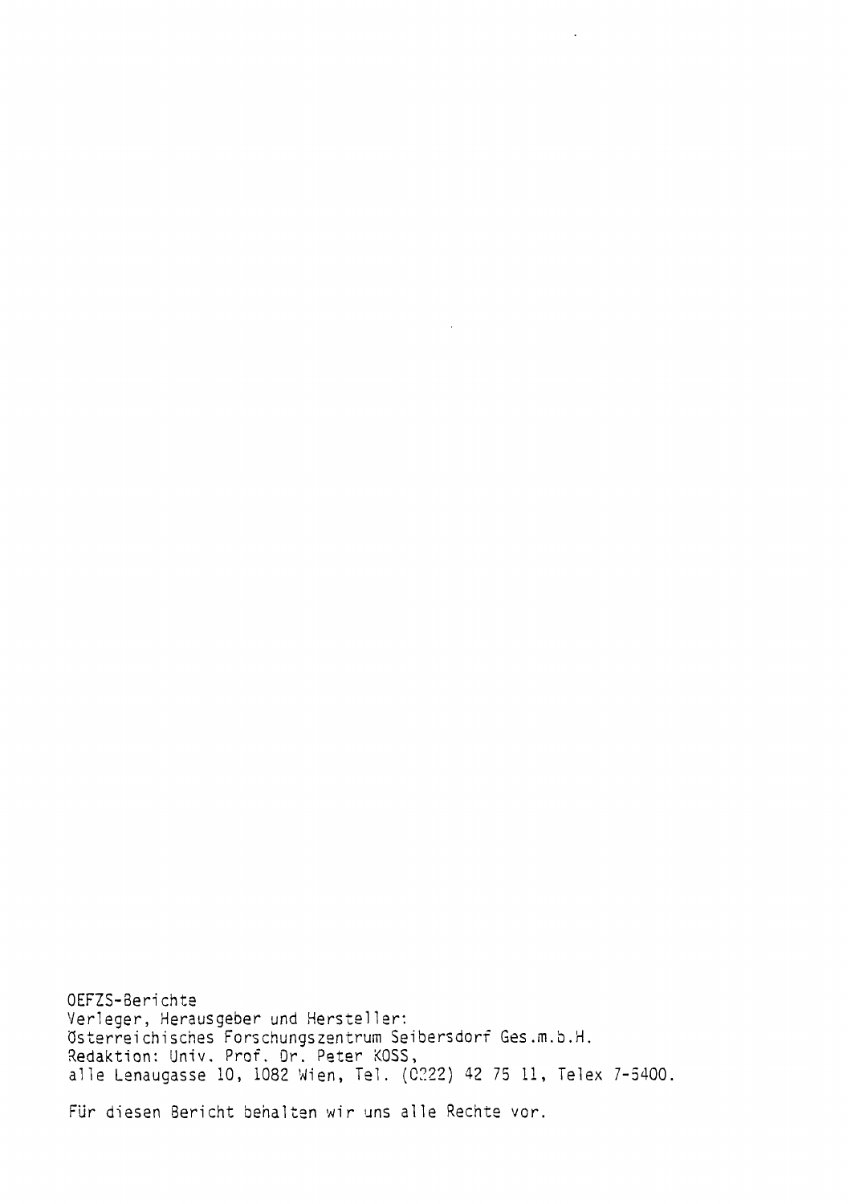OEFZS-Berichte
Verleger, Herausgeber und Hersteller:
Österreichisches Forschungszentrum Seibersdorf Ges.m.b.H.
Redaktion: Univ. Prof. Dr. Peter KOSS,
alle Lenaugasse 10, 1082 Wien, Tel. (0222) 42 75 11, Telex 7-5400.

Für diesen Bericht behalten wir uns alle Rechte vor.